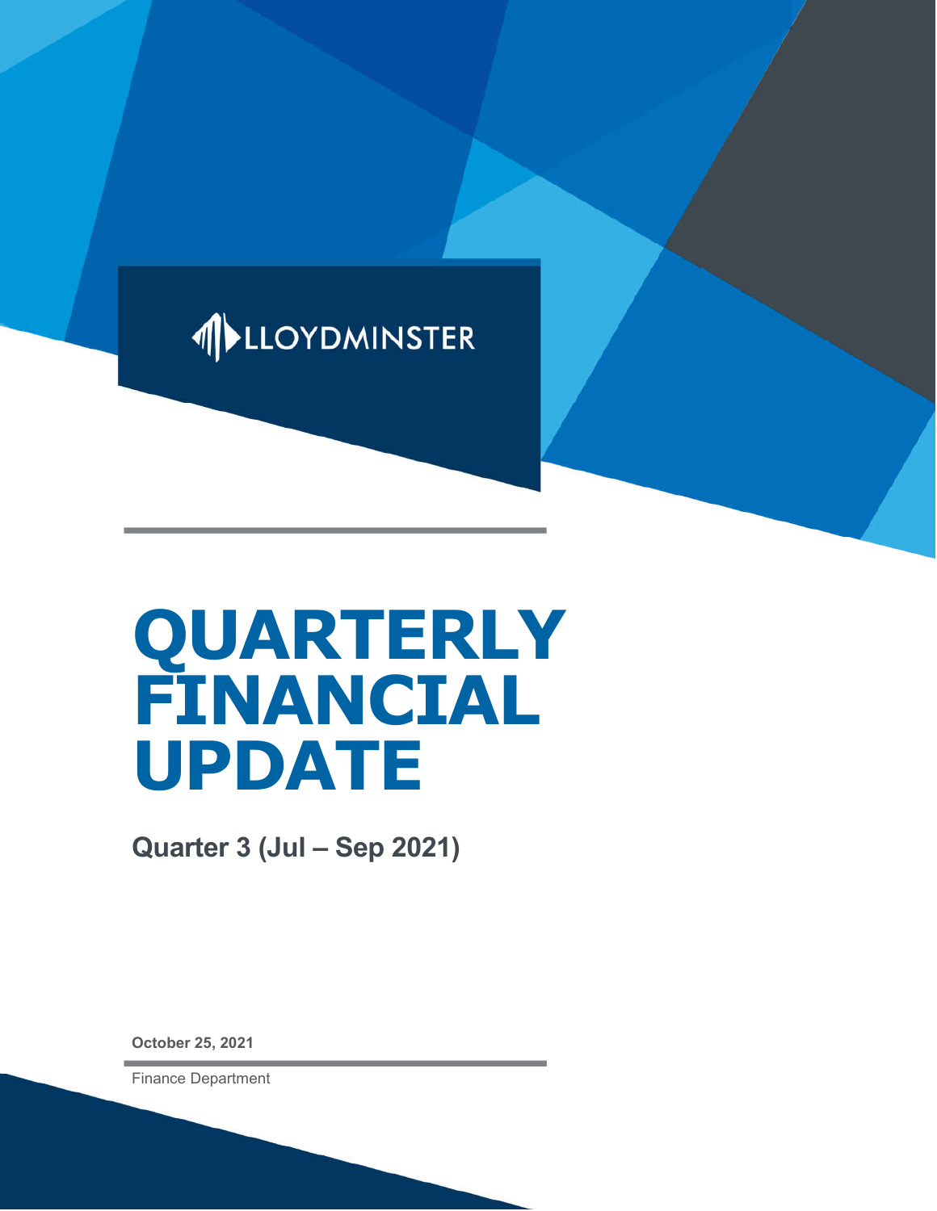LLOYDMINSTER

# QUARTERLY FINANCIAL UPDATE

## Quarter 3 (Jul – Sep 2021)

**October 25, 2021**

Finance Department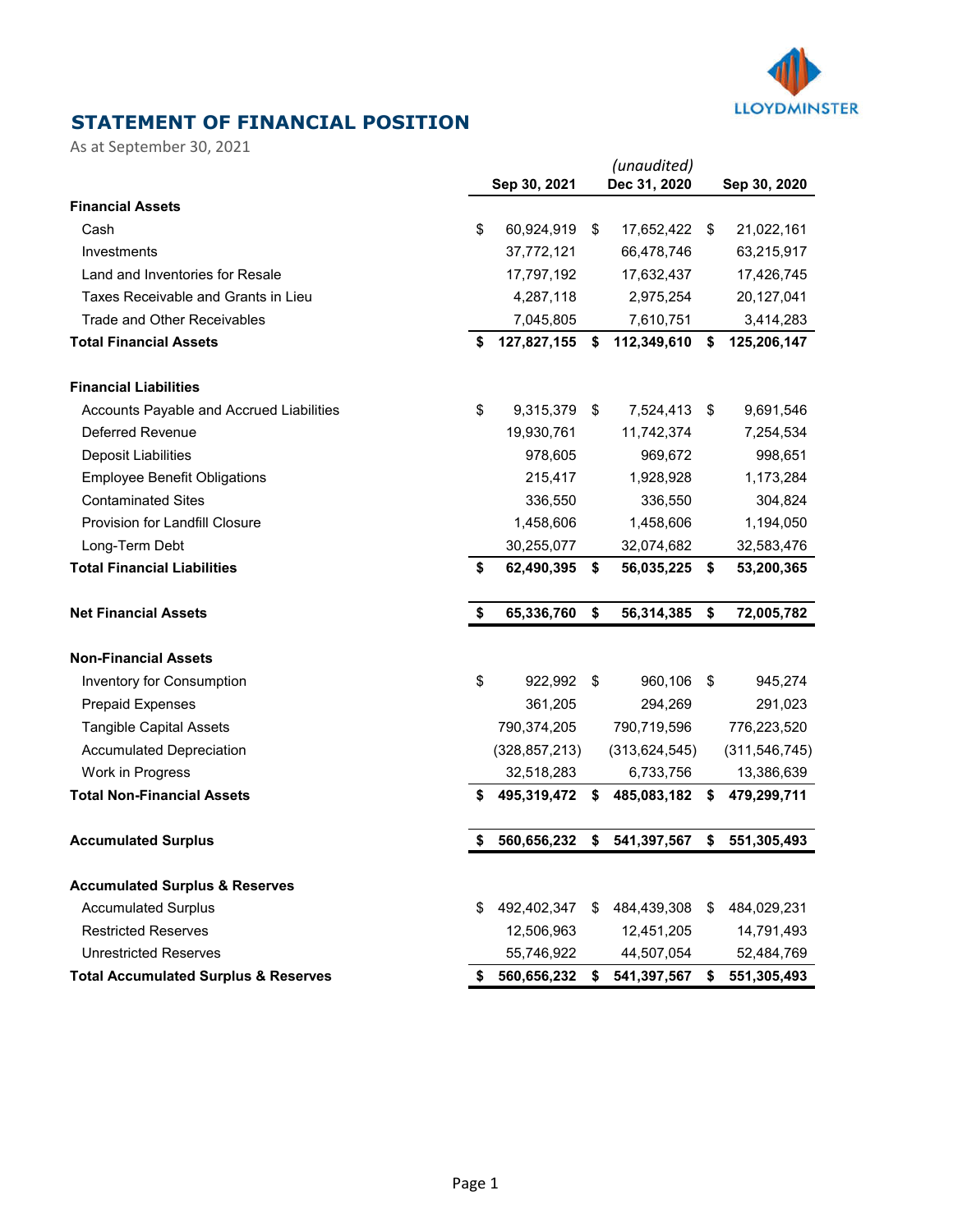## STATEMENT OF FINANCIAL POSITION

As at September 30, 2021

| | Sep 30, 2021 | *(unaudited)* Dec 31, 2020 | Sep 30, 2020 |
|---|---|---|---|
| **Financial Assets** | | | |
| Cash | $ 60,924,919 | $ 17,652,422 | $ 21,022,161 |
| Investments | 37,772,121 | 66,478,746 | 63,215,917 |
| Land and Inventories for Resale | 17,797,192 | 17,632,437 | 17,426,745 |
| Taxes Receivable and Grants in Lieu | 4,287,118 | 2,975,254 | 20,127,041 |
| Trade and Other Receivables | 7,045,805 | 7,610,751 | 3,414,283 |
| **Total Financial Assets** | **$ 127,827,155** | **$ 112,349,610** | **$ 125,206,147** |
| **Financial Liabilities** | | | |
| Accounts Payable and Accrued Liabilities | $ 9,315,379 | $ 7,524,413 | $ 9,691,546 |
| Deferred Revenue | 19,930,761 | 11,742,374 | 7,254,534 |
| Deposit Liabilities | 978,605 | 969,672 | 998,651 |
| Employee Benefit Obligations | 215,417 | 1,928,928 | 1,173,284 |
| Contaminated Sites | 336,550 | 336,550 | 304,824 |
| Provision for Landfill Closure | 1,458,606 | 1,458,606 | 1,194,050 |
| Long-Term Debt | 30,255,077 | 32,074,682 | 32,583,476 |
| **Total Financial Liabilities** | **$ 62,490,395** | **$ 56,035,225** | **$ 53,200,365** |
| **Net Financial Assets** | **$ 65,336,760** | **$ 56,314,385** | **$ 72,005,782** |
| **Non-Financial Assets** | | | |
| Inventory for Consumption | $ 922,992 | $ 960,106 | $ 945,274 |
| Prepaid Expenses | 361,205 | 294,269 | 291,023 |
| Tangible Capital Assets | 790,374,205 | 790,719,596 | 776,223,520 |
| Accumulated Depreciation | (328,857,213) | (313,624,545) | (311,546,745) |
| Work in Progress | 32,518,283 | 6,733,756 | 13,386,639 |
| **Total Non-Financial Assets** | **$ 495,319,472** | **$ 485,083,182** | **$ 479,299,711** |
| **Accumulated Surplus** | **$ 560,656,232** | **$ 541,397,567** | **$ 551,305,493** |
| **Accumulated Surplus & Reserves** | | | |
| Accumulated Surplus | $ 492,402,347 | $ 484,439,308 | $ 484,029,231 |
| Restricted Reserves | 12,506,963 | 12,451,205 | 14,791,493 |
| Unrestricted Reserves | 55,746,922 | 44,507,054 | 52,484,769 |
| **Total Accumulated Surplus & Reserves** | **$ 560,656,232** | **$ 541,397,567** | **$ 551,305,493** |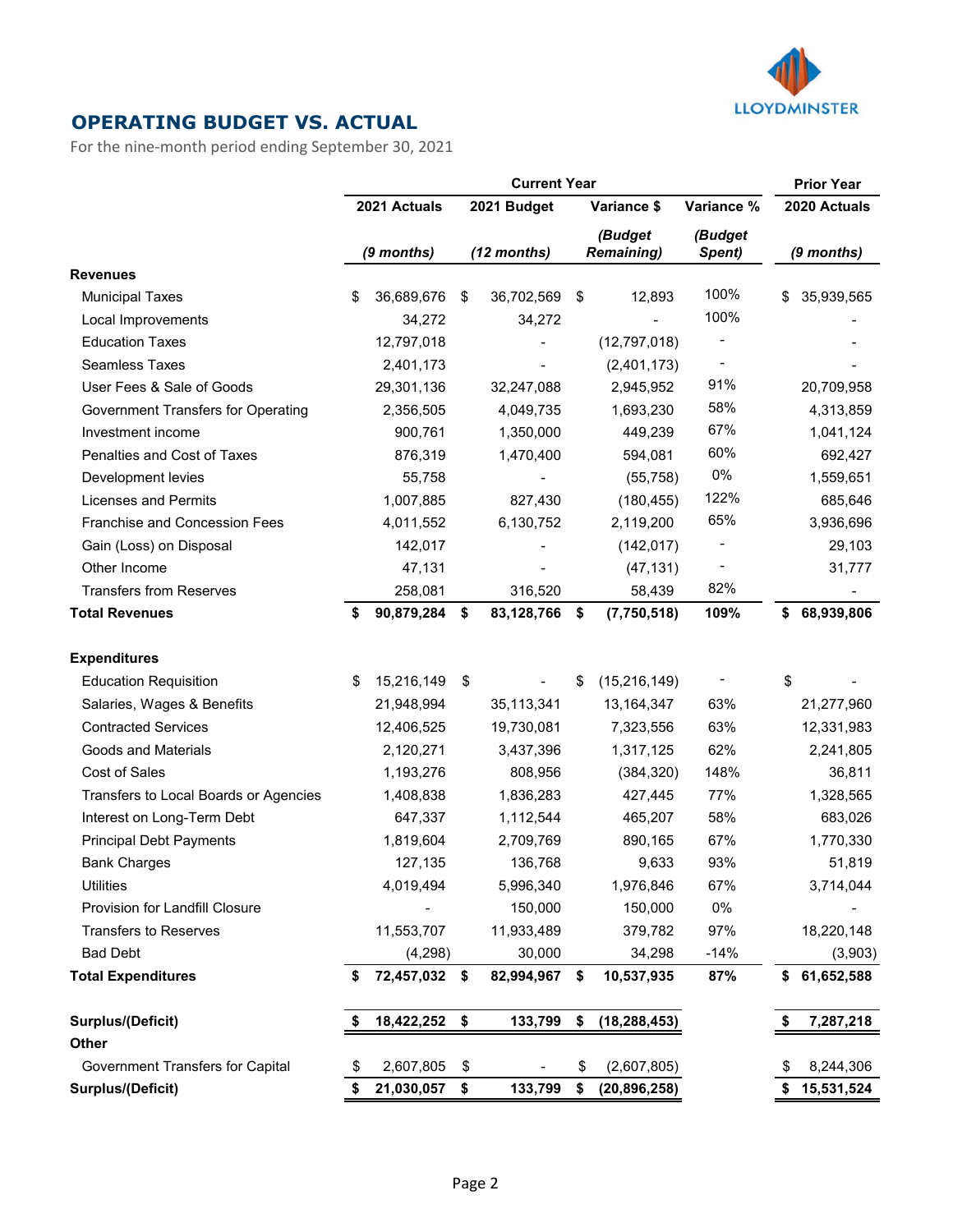## OPERATING BUDGET VS. ACTUAL

For the nine-month period ending September 30, 2021

| | Current Year | | | | Prior Year |
|---|---|---|---|---|---|
| | 2021 Actuals | 2021 Budget | Variance $ | Variance % | 2020 Actuals |
| | *(9 months)* | *(12 months)* | *(Budget Remaining)* | *(Budget Spent)* | *(9 months)* |
| **Revenues** | | | | | |
| Municipal Taxes | $ 36,689,676 | $ 36,702,569 | $ 12,893 | 100% | $ 35,939,565 |
| Local Improvements | 34,272 | 34,272 | - | 100% | - |
| Education Taxes | 12,797,018 | - | (12,797,018) | - | - |
| Seamless Taxes | 2,401,173 | - | (2,401,173) | - | - |
| User Fees & Sale of Goods | 29,301,136 | 32,247,088 | 2,945,952 | 91% | 20,709,958 |
| Government Transfers for Operating | 2,356,505 | 4,049,735 | 1,693,230 | 58% | 4,313,859 |
| Investment income | 900,761 | 1,350,000 | 449,239 | 67% | 1,041,124 |
| Penalties and Cost of Taxes | 876,319 | 1,470,400 | 594,081 | 60% | 692,427 |
| Development levies | 55,758 | - | (55,758) | 0% | 1,559,651 |
| Licenses and Permits | 1,007,885 | 827,430 | (180,455) | 122% | 685,646 |
| Franchise and Concession Fees | 4,011,552 | 6,130,752 | 2,119,200 | 65% | 3,936,696 |
| Gain (Loss) on Disposal | 142,017 | - | (142,017) | - | 29,103 |
| Other Income | 47,131 | - | (47,131) | - | 31,777 |
| Transfers from Reserves | 258,081 | 316,520 | 58,439 | 82% | - |
| **Total Revenues** | **$ 90,879,284** | **$ 83,128,766** | **$ (7,750,518)** | **109%** | **$ 68,939,806** |
| **Expenditures** | | | | | |
| Education Requisition | $ 15,216,149 | $ - | $ (15,216,149) | - | $ - |
| Salaries, Wages & Benefits | 21,948,994 | 35,113,341 | 13,164,347 | 63% | 21,277,960 |
| Contracted Services | 12,406,525 | 19,730,081 | 7,323,556 | 63% | 12,331,983 |
| Goods and Materials | 2,120,271 | 3,437,396 | 1,317,125 | 62% | 2,241,805 |
| Cost of Sales | 1,193,276 | 808,956 | (384,320) | 148% | 36,811 |
| Transfers to Local Boards or Agencies | 1,408,838 | 1,836,283 | 427,445 | 77% | 1,328,565 |
| Interest on Long-Term Debt | 647,337 | 1,112,544 | 465,207 | 58% | 683,026 |
| Principal Debt Payments | 1,819,604 | 2,709,769 | 890,165 | 67% | 1,770,330 |
| Bank Charges | 127,135 | 136,768 | 9,633 | 93% | 51,819 |
| Utilities | 4,019,494 | 5,996,340 | 1,976,846 | 67% | 3,714,044 |
| Provision for Landfill Closure | - | 150,000 | 150,000 | 0% | - |
| Transfers to Reserves | 11,553,707 | 11,933,489 | 379,782 | 97% | 18,220,148 |
| Bad Debt | (4,298) | 30,000 | 34,298 | -14% | (3,903) |
| **Total Expenditures** | **$ 72,457,032** | **$ 82,994,967** | **$ 10,537,935** | **87%** | **$ 61,652,588** |
| **Surplus/(Deficit)** | **$ 18,422,252** | **$ 133,799** | **$ (18,288,453)** | | **$ 7,287,218** |
| **Other** | | | | | |
| Government Transfers for Capital | $ 2,607,805 | $ - | $ (2,607,805) | | $ 8,244,306 |
| **Surplus/(Deficit)** | **$ 21,030,057** | **$ 133,799** | **$ (20,896,258)** | | **$ 15,531,524** |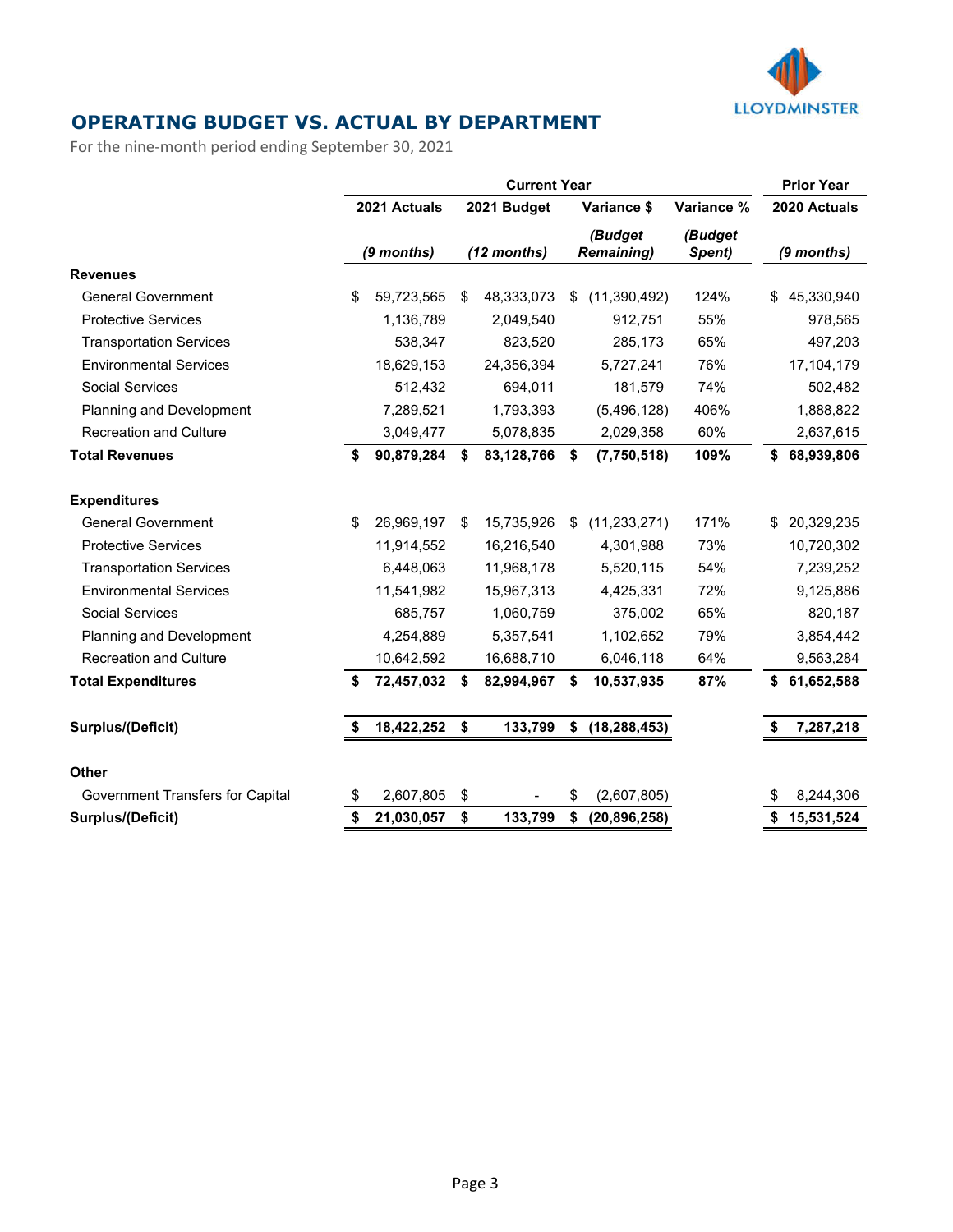# OPERATING BUDGET VS. ACTUAL BY DEPARTMENT

For the nine-month period ending September 30, 2021

| | Current Year | | | | Prior Year |
|---|---|---|---|---|---|
| | 2021 Actuals | 2021 Budget | Variance $ | Variance % | 2020 Actuals |
| | *(9 months)* | *(12 months)* | *(Budget Remaining)* | *(Budget Spent)* | *(9 months)* |
| **Revenues** | | | | | |
| General Government | $ 59,723,565 | $ 48,333,073 | $ (11,390,492) | 124% | $ 45,330,940 |
| Protective Services | 1,136,789 | 2,049,540 | 912,751 | 55% | 978,565 |
| Transportation Services | 538,347 | 823,520 | 285,173 | 65% | 497,203 |
| Environmental Services | 18,629,153 | 24,356,394 | 5,727,241 | 76% | 17,104,179 |
| Social Services | 512,432 | 694,011 | 181,579 | 74% | 502,482 |
| Planning and Development | 7,289,521 | 1,793,393 | (5,496,128) | 406% | 1,888,822 |
| Recreation and Culture | 3,049,477 | 5,078,835 | 2,029,358 | 60% | 2,637,615 |
| **Total Revenues** | **$ 90,879,284** | **$ 83,128,766** | **$ (7,750,518)** | **109%** | **$ 68,939,806** |
| **Expenditures** | | | | | |
| General Government | $ 26,969,197 | $ 15,735,926 | $ (11,233,271) | 171% | $ 20,329,235 |
| Protective Services | 11,914,552 | 16,216,540 | 4,301,988 | 73% | 10,720,302 |
| Transportation Services | 6,448,063 | 11,968,178 | 5,520,115 | 54% | 7,239,252 |
| Environmental Services | 11,541,982 | 15,967,313 | 4,425,331 | 72% | 9,125,886 |
| Social Services | 685,757 | 1,060,759 | 375,002 | 65% | 820,187 |
| Planning and Development | 4,254,889 | 5,357,541 | 1,102,652 | 79% | 3,854,442 |
| Recreation and Culture | 10,642,592 | 16,688,710 | 6,046,118 | 64% | 9,563,284 |
| **Total Expenditures** | **$ 72,457,032** | **$ 82,994,967** | **$ 10,537,935** | **87%** | **$ 61,652,588** |
| **Surplus/(Deficit)** | **$ 18,422,252** | **$ 133,799** | **$ (18,288,453)** | | **$ 7,287,218** |
| **Other** | | | | | |
| Government Transfers for Capital | $ 2,607,805 | $ - | $ (2,607,805) | | $ 8,244,306 |
| **Surplus/(Deficit)** | **$ 21,030,057** | **$ 133,799** | **$ (20,896,258)** | | **$ 15,531,524** |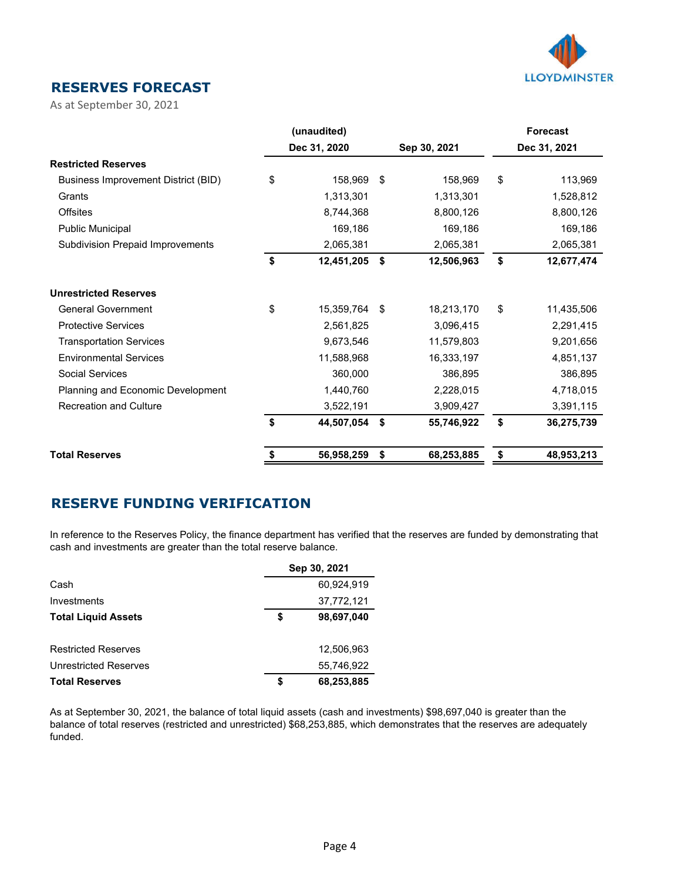## RESERVES FORECAST

As at September 30, 2021

| | (unaudited) Dec 31, 2020 | Sep 30, 2021 | Forecast Dec 31, 2021 |
|---|---|---|---|
| **Restricted Reserves** | | | |
| Business Improvement District (BID) | $ 158,969 | $ 158,969 | $ 113,969 |
| Grants | 1,313,301 | 1,313,301 | 1,528,812 |
| Offsites | 8,744,368 | 8,800,126 | 8,800,126 |
| Public Municipal | 169,186 | 169,186 | 169,186 |
| Subdivision Prepaid Improvements | 2,065,381 | 2,065,381 | 2,065,381 |
| | **$ 12,451,205** | **$ 12,506,963** | **$ 12,677,474** |
| **Unrestricted Reserves** | | | |
| General Government | $ 15,359,764 | $ 18,213,170 | $ 11,435,506 |
| Protective Services | 2,561,825 | 3,096,415 | 2,291,415 |
| Transportation Services | 9,673,546 | 11,579,803 | 9,201,656 |
| Environmental Services | 11,588,968 | 16,333,197 | 4,851,137 |
| Social Services | 360,000 | 386,895 | 386,895 |
| Planning and Economic Development | 1,440,760 | 2,228,015 | 4,718,015 |
| Recreation and Culture | 3,522,191 | 3,909,427 | 3,391,115 |
| | **$ 44,507,054** | **$ 55,746,922** | **$ 36,275,739** |
| **Total Reserves** | **$ 56,958,259** | **$ 68,253,885** | **$ 48,953,213** |

## RESERVE FUNDING VERIFICATION

In reference to the Reserves Policy, the finance department has verified that the reserves are funded by demonstrating that cash and investments are greater than the total reserve balance.

| | Sep 30, 2021 |
|---|---|
| Cash | 60,924,919 |
| Investments | 37,772,121 |
| **Total Liquid Assets** | **$ 98,697,040** |
| | |
| Restricted Reserves | 12,506,963 |
| Unrestricted Reserves | 55,746,922 |
| **Total Reserves** | **$ 68,253,885** |

As at September 30, 2021, the balance of total liquid assets (cash and investments) $98,697,040 is greater than the balance of total reserves (restricted and unrestricted) $68,253,885, which demonstrates that the reserves are adequately funded.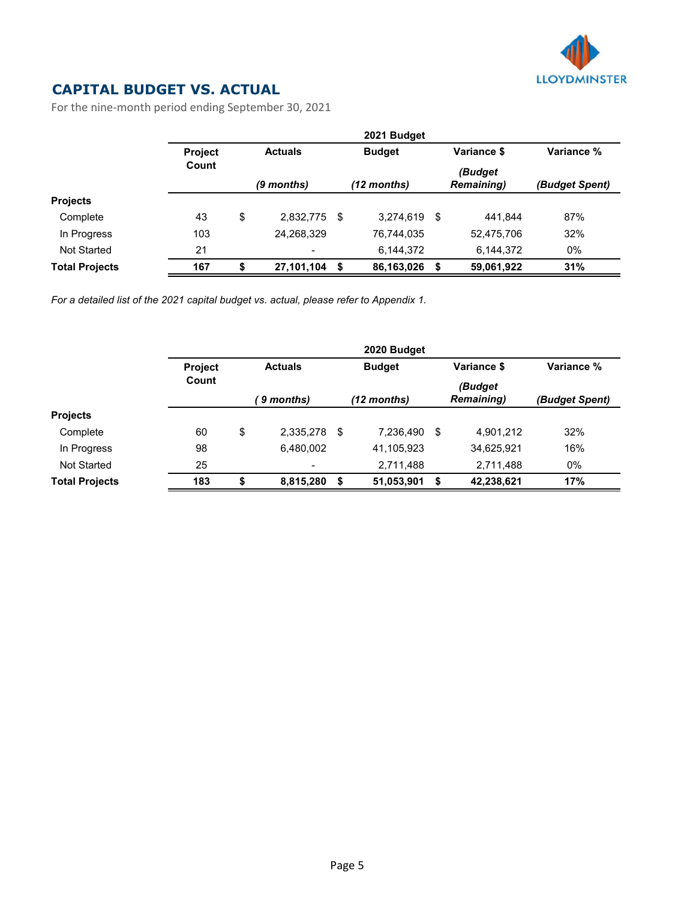## CAPITAL BUDGET VS. ACTUAL

For the nine-month period ending September 30, 2021

| | 2021 Budget | | | | |
|---|---|---|---|---|---|
| | Project Count | Actuals *(9 months)* | Budget *(12 months)* | Variance $ *(Budget Remaining)* | Variance % *(Budget Spent)* |
| **Projects** | | | | | |
| Complete | 43 | $ 2,832,775 | $ 3,274,619 | $ 441,844 | 87% |
| In Progress | 103 | 24,268,329 | 76,744,035 | 52,475,706 | 32% |
| Not Started | 21 | - | 6,144,372 | 6,144,372 | 0% |
| **Total Projects** | **167** | **$ 27,101,104** | **$ 86,163,026** | **$ 59,061,922** | **31%** |

*For a detailed list of the 2021 capital budget vs. actual, please refer to Appendix 1.*

| | 2020 Budget | | | | |
|---|---|---|---|---|---|
| | Project Count | Actuals *( 9 months)* | Budget *(12 months)* | Variance $ *(Budget Remaining)* | Variance % *(Budget Spent)* |
| **Projects** | | | | | |
| Complete | 60 | $ 2,335,278 | $ 7,236,490 | $ 4,901,212 | 32% |
| In Progress | 98 | 6,480,002 | 41,105,923 | 34,625,921 | 16% |
| Not Started | 25 | - | 2,711,488 | 2,711,488 | 0% |
| **Total Projects** | **183** | **$ 8,815,280** | **$ 51,053,901** | **$ 42,238,621** | **17%** |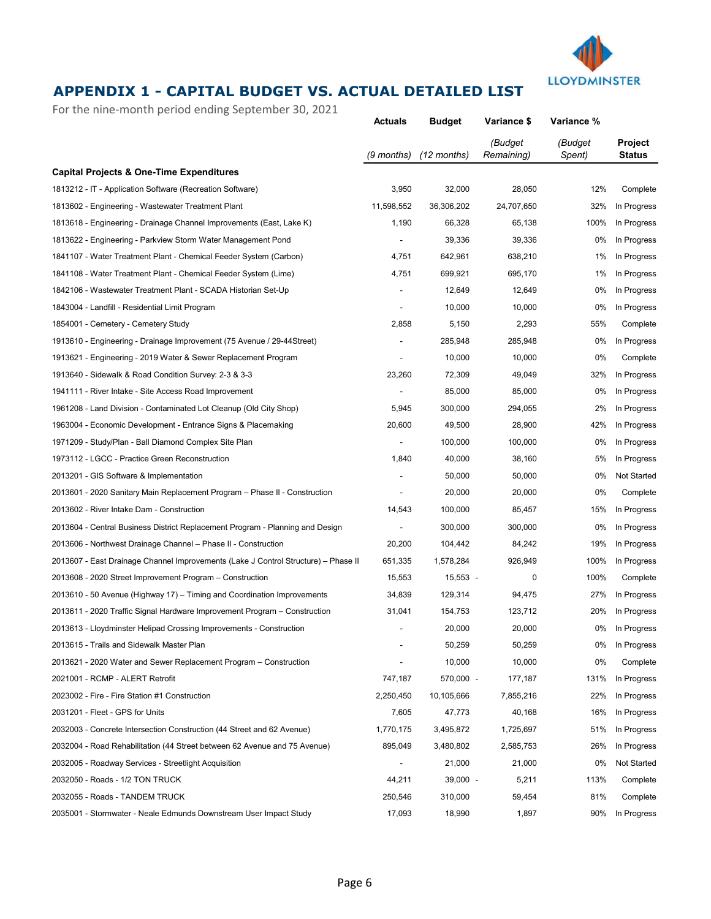## APPENDIX 1 - CAPITAL BUDGET VS. ACTUAL DETAILED LIST

For the nine-month period ending September 30, 2021

| | Actuals (9 months) | Budget (12 months) | Variance $ (Budget Remaining) | Variance % (Budget Spent) | Project Status |
|---|---|---|---|---|---|
| **Capital Projects & One-Time Expenditures** | | | | | |
| 1813212 - IT - Application Software (Recreation Software) | 3,950 | 32,000 | 28,050 | 12% | Complete |
| 1813602 - Engineering - Wastewater Treatment Plant | 11,598,552 | 36,306,202 | 24,707,650 | 32% | In Progress |
| 1813618 - Engineering - Drainage Channel Improvements (East, Lake K) | 1,190 | 66,328 | 65,138 | 100% | In Progress |
| 1813622 - Engineering - Parkview Storm Water Management Pond | - | 39,336 | 39,336 | 0% | In Progress |
| 1841107 - Water Treatment Plant - Chemical Feeder System (Carbon) | 4,751 | 642,961 | 638,210 | 1% | In Progress |
| 1841108 - Water Treatment Plant - Chemical Feeder System (Lime) | 4,751 | 699,921 | 695,170 | 1% | In Progress |
| 1842106 - Wastewater Treatment Plant - SCADA Historian Set-Up | - | 12,649 | 12,649 | 0% | In Progress |
| 1843004 - Landfill - Residential Limit Program | - | 10,000 | 10,000 | 0% | In Progress |
| 1854001 - Cemetery - Cemetery Study | 2,858 | 5,150 | 2,293 | 55% | Complete |
| 1913610 - Engineering - Drainage Improvement (75 Avenue / 29-44Street) | - | 285,948 | 285,948 | 0% | In Progress |
| 1913621 - Engineering - 2019 Water & Sewer Replacement Program | - | 10,000 | 10,000 | 0% | Complete |
| 1913640 - Sidewalk & Road Condition Survey: 2-3 & 3-3 | 23,260 | 72,309 | 49,049 | 32% | In Progress |
| 1941111 - River Intake - Site Access Road Improvement | - | 85,000 | 85,000 | 0% | In Progress |
| 1961208 - Land Division - Contaminated Lot Cleanup (Old City Shop) | 5,945 | 300,000 | 294,055 | 2% | In Progress |
| 1963004 - Economic Development - Entrance Signs & Placemaking | 20,600 | 49,500 | 28,900 | 42% | In Progress |
| 1971209 - Study/Plan - Ball Diamond Complex Site Plan | - | 100,000 | 100,000 | 0% | In Progress |
| 1973112 - LGCC - Practice Green Reconstruction | 1,840 | 40,000 | 38,160 | 5% | In Progress |
| 2013201 - GIS Software & Implementation | - | 50,000 | 50,000 | 0% | Not Started |
| 2013601 - 2020 Sanitary Main Replacement Program – Phase II - Construction | - | 20,000 | 20,000 | 0% | Complete |
| 2013602 - River Intake Dam - Construction | 14,543 | 100,000 | 85,457 | 15% | In Progress |
| 2013604 - Central Business District Replacement Program - Planning and Design | - | 300,000 | 300,000 | 0% | In Progress |
| 2013606 - Northwest Drainage Channel – Phase II - Construction | 20,200 | 104,442 | 84,242 | 19% | In Progress |
| 2013607 - East Drainage Channel Improvements (Lake J Control Structure) – Phase II | 651,335 | 1,578,284 | 926,949 | 100% | In Progress |
| 2013608 - 2020 Street Improvement Program – Construction | 15,553 | 15,553 | - 0 | 100% | Complete |
| 2013610 - 50 Avenue (Highway 17) – Timing and Coordination Improvements | 34,839 | 129,314 | 94,475 | 27% | In Progress |
| 2013611 - 2020 Traffic Signal Hardware Improvement Program – Construction | 31,041 | 154,753 | 123,712 | 20% | In Progress |
| 2013613 - Lloydminster Helipad Crossing Improvements - Construction | - | 20,000 | 20,000 | 0% | In Progress |
| 2013615 - Trails and Sidewalk Master Plan | - | 50,259 | 50,259 | 0% | In Progress |
| 2013621 - 2020 Water and Sewer Replacement Program – Construction | - | 10,000 | 10,000 | 0% | Complete |
| 2021001 - RCMP - ALERT Retrofit | 747,187 | 570,000 | - 177,187 | 131% | In Progress |
| 2023002 - Fire - Fire Station #1 Construction | 2,250,450 | 10,105,666 | 7,855,216 | 22% | In Progress |
| 2031201 - Fleet - GPS for Units | 7,605 | 47,773 | 40,168 | 16% | In Progress |
| 2032003 - Concrete Intersection Construction (44 Street and 62 Avenue) | 1,770,175 | 3,495,872 | 1,725,697 | 51% | In Progress |
| 2032004 - Road Rehabilitation (44 Street between 62 Avenue and 75 Avenue) | 895,049 | 3,480,802 | 2,585,753 | 26% | In Progress |
| 2032005 - Roadway Services - Streetlight Acquisition | - | 21,000 | 21,000 | 0% | Not Started |
| 2032050 - Roads - 1/2 TON TRUCK | 44,211 | 39,000 | - 5,211 | 113% | Complete |
| 2032055 - Roads - TANDEM TRUCK | 250,546 | 310,000 | 59,454 | 81% | Complete |
| 2035001 - Stormwater - Neale Edmunds Downstream User Impact Study | 17,093 | 18,990 | 1,897 | 90% | In Progress |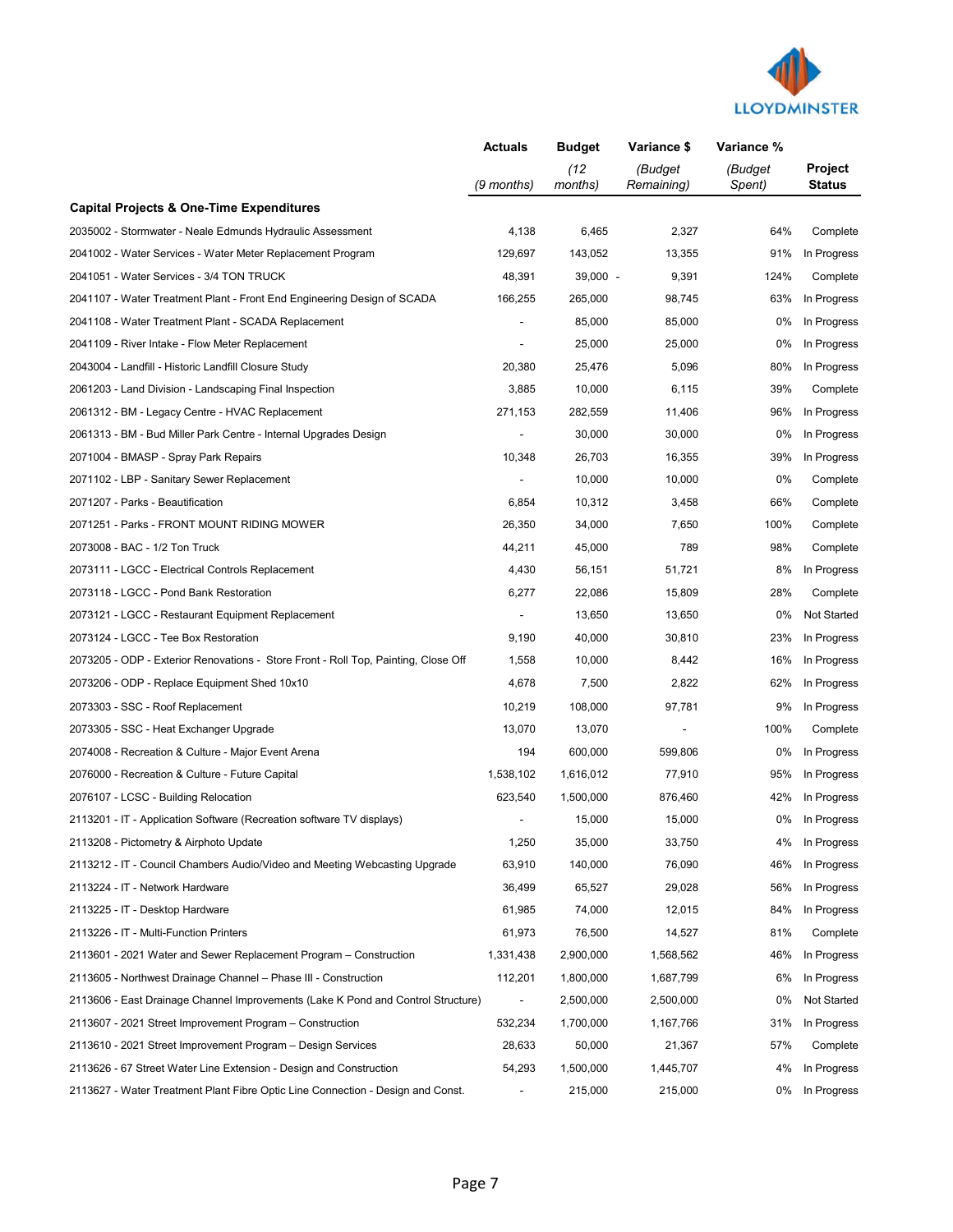| | Actuals<br>*(9 months)* | Budget<br>*(12 months)* | Variance $<br>*(Budget Remaining)* | Variance %<br>*(Budget Spent)* | Project Status |
|---|---|---|---|---|---|
| **Capital Projects & One-Time Expenditures** | | | | | |
| 2035002 - Stormwater - Neale Edmunds Hydraulic Assessment | 4,138 | 6,465 | 2,327 | 64% | Complete |
| 2041002 - Water Services - Water Meter Replacement Program | 129,697 | 143,052 | 13,355 | 91% | In Progress |
| 2041051 - Water Services - 3/4 TON TRUCK | 48,391 | 39,000 | - 9,391 | 124% | Complete |
| 2041107 - Water Treatment Plant - Front End Engineering Design of SCADA | 166,255 | 265,000 | 98,745 | 63% | In Progress |
| 2041108 - Water Treatment Plant - SCADA Replacement | - | 85,000 | 85,000 | 0% | In Progress |
| 2041109 - River Intake - Flow Meter Replacement | - | 25,000 | 25,000 | 0% | In Progress |
| 2043004 - Landfill - Historic Landfill Closure Study | 20,380 | 25,476 | 5,096 | 80% | In Progress |
| 2061203 - Land Division - Landscaping Final Inspection | 3,885 | 10,000 | 6,115 | 39% | Complete |
| 2061312 - BM - Legacy Centre - HVAC Replacement | 271,153 | 282,559 | 11,406 | 96% | In Progress |
| 2061313 - BM - Bud Miller Park Centre - Internal Upgrades Design | - | 30,000 | 30,000 | 0% | In Progress |
| 2071004 - BMASP - Spray Park Repairs | 10,348 | 26,703 | 16,355 | 39% | In Progress |
| 2071102 - LBP - Sanitary Sewer Replacement | - | 10,000 | 10,000 | 0% | Complete |
| 2071207 - Parks - Beautification | 6,854 | 10,312 | 3,458 | 66% | Complete |
| 2071251 - Parks - FRONT MOUNT RIDING MOWER | 26,350 | 34,000 | 7,650 | 100% | Complete |
| 2073008 - BAC - 1/2 Ton Truck | 44,211 | 45,000 | 789 | 98% | Complete |
| 2073111 - LGCC - Electrical Controls Replacement | 4,430 | 56,151 | 51,721 | 8% | In Progress |
| 2073118 - LGCC - Pond Bank Restoration | 6,277 | 22,086 | 15,809 | 28% | Complete |
| 2073121 - LGCC - Restaurant Equipment Replacement | - | 13,650 | 13,650 | 0% | Not Started |
| 2073124 - LGCC - Tee Box Restoration | 9,190 | 40,000 | 30,810 | 23% | In Progress |
| 2073205 - ODP - Exterior Renovations - Store Front - Roll Top, Painting, Close Off | 1,558 | 10,000 | 8,442 | 16% | In Progress |
| 2073206 - ODP - Replace Equipment Shed 10x10 | 4,678 | 7,500 | 2,822 | 62% | In Progress |
| 2073303 - SSC - Roof Replacement | 10,219 | 108,000 | 97,781 | 9% | In Progress |
| 2073305 - SSC - Heat Exchanger Upgrade | 13,070 | 13,070 | - | 100% | Complete |
| 2074008 - Recreation & Culture - Major Event Arena | 194 | 600,000 | 599,806 | 0% | In Progress |
| 2076000 - Recreation & Culture - Future Capital | 1,538,102 | 1,616,012 | 77,910 | 95% | In Progress |
| 2076107 - LCSC - Building Relocation | 623,540 | 1,500,000 | 876,460 | 42% | In Progress |
| 2113201 - IT - Application Software (Recreation software TV displays) | - | 15,000 | 15,000 | 0% | In Progress |
| 2113208 - Pictometry & Airphoto Update | 1,250 | 35,000 | 33,750 | 4% | In Progress |
| 2113212 - IT - Council Chambers Audio/Video and Meeting Webcasting Upgrade | 63,910 | 140,000 | 76,090 | 46% | In Progress |
| 2113224 - IT - Network Hardware | 36,499 | 65,527 | 29,028 | 56% | In Progress |
| 2113225 - IT - Desktop Hardware | 61,985 | 74,000 | 12,015 | 84% | In Progress |
| 2113226 - IT - Multi-Function Printers | 61,973 | 76,500 | 14,527 | 81% | Complete |
| 2113601 - 2021 Water and Sewer Replacement Program – Construction | 1,331,438 | 2,900,000 | 1,568,562 | 46% | In Progress |
| 2113605 - Northwest Drainage Channel – Phase III - Construction | 112,201 | 1,800,000 | 1,687,799 | 6% | In Progress |
| 2113606 - East Drainage Channel Improvements (Lake K Pond and Control Structure) | - | 2,500,000 | 2,500,000 | 0% | Not Started |
| 2113607 - 2021 Street Improvement Program – Construction | 532,234 | 1,700,000 | 1,167,766 | 31% | In Progress |
| 2113610 - 2021 Street Improvement Program – Design Services | 28,633 | 50,000 | 21,367 | 57% | Complete |
| 2113626 - 67 Street Water Line Extension - Design and Construction | 54,293 | 1,500,000 | 1,445,707 | 4% | In Progress |
| 2113627 - Water Treatment Plant Fibre Optic Line Connection - Design and Const. | - | 215,000 | 215,000 | 0% | In Progress |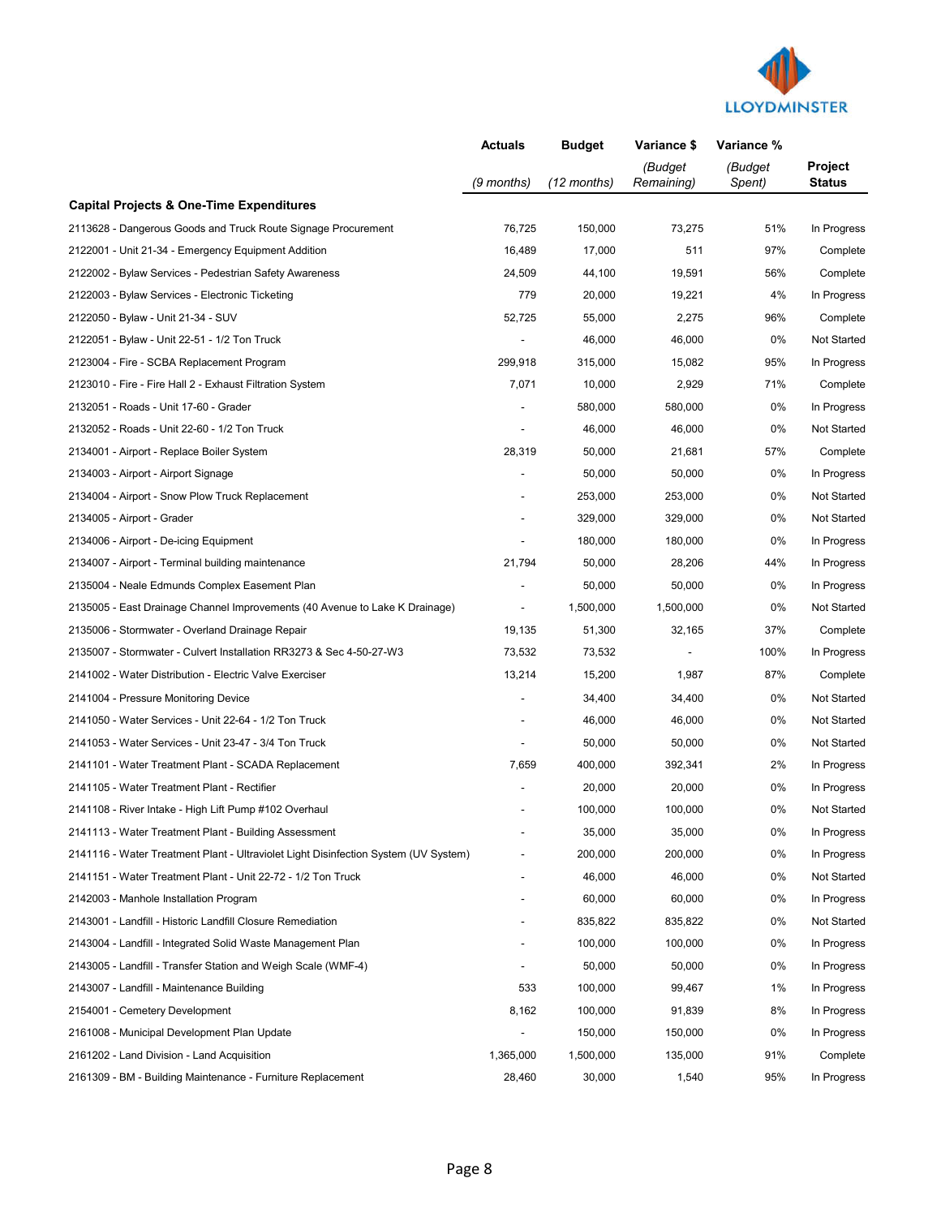| | Actuals | Budget | Variance $ | Variance % | |
|---|---|---|---|---|---|
| | *(9 months)* | *(12 months)* | *(Budget Remaining)* | *(Budget Spent)* | **Project Status** |
| **Capital Projects & One-Time Expenditures** | | | | | |
| 2113628 - Dangerous Goods and Truck Route Signage Procurement | 76,725 | 150,000 | 73,275 | 51% | In Progress |
| 2122001 - Unit 21-34 - Emergency Equipment Addition | 16,489 | 17,000 | 511 | 97% | Complete |
| 2122002 - Bylaw Services - Pedestrian Safety Awareness | 24,509 | 44,100 | 19,591 | 56% | Complete |
| 2122003 - Bylaw Services - Electronic Ticketing | 779 | 20,000 | 19,221 | 4% | In Progress |
| 2122050 - Bylaw - Unit 21-34 - SUV | 52,725 | 55,000 | 2,275 | 96% | Complete |
| 2122051 - Bylaw - Unit 22-51 - 1/2 Ton Truck | - | 46,000 | 46,000 | 0% | Not Started |
| 2123004 - Fire - SCBA Replacement Program | 299,918 | 315,000 | 15,082 | 95% | In Progress |
| 2123010 - Fire - Fire Hall 2 - Exhaust Filtration System | 7,071 | 10,000 | 2,929 | 71% | Complete |
| 2132051 - Roads - Unit 17-60 - Grader | - | 580,000 | 580,000 | 0% | In Progress |
| 2132052 - Roads - Unit 22-60 - 1/2 Ton Truck | - | 46,000 | 46,000 | 0% | Not Started |
| 2134001 - Airport - Replace Boiler System | 28,319 | 50,000 | 21,681 | 57% | Complete |
| 2134003 - Airport - Airport Signage | - | 50,000 | 50,000 | 0% | In Progress |
| 2134004 - Airport - Snow Plow Truck Replacement | - | 253,000 | 253,000 | 0% | Not Started |
| 2134005 - Airport - Grader | - | 329,000 | 329,000 | 0% | Not Started |
| 2134006 - Airport - De-icing Equipment | - | 180,000 | 180,000 | 0% | In Progress |
| 2134007 - Airport - Terminal building maintenance | 21,794 | 50,000 | 28,206 | 44% | In Progress |
| 2135004 - Neale Edmunds Complex Easement Plan | - | 50,000 | 50,000 | 0% | In Progress |
| 2135005 - East Drainage Channel Improvements (40 Avenue to Lake K Drainage) | - | 1,500,000 | 1,500,000 | 0% | Not Started |
| 2135006 - Stormwater - Overland Drainage Repair | 19,135 | 51,300 | 32,165 | 37% | Complete |
| 2135007 - Stormwater - Culvert Installation RR3273 & Sec 4-50-27-W3 | 73,532 | 73,532 | - | 100% | In Progress |
| 2141002 - Water Distribution - Electric Valve Exerciser | 13,214 | 15,200 | 1,987 | 87% | Complete |
| 2141004 - Pressure Monitoring Device | - | 34,400 | 34,400 | 0% | Not Started |
| 2141050 - Water Services - Unit 22-64 - 1/2 Ton Truck | - | 46,000 | 46,000 | 0% | Not Started |
| 2141053 - Water Services - Unit 23-47 - 3/4 Ton Truck | - | 50,000 | 50,000 | 0% | Not Started |
| 2141101 - Water Treatment Plant - SCADA Replacement | 7,659 | 400,000 | 392,341 | 2% | In Progress |
| 2141105 - Water Treatment Plant - Rectifier | - | 20,000 | 20,000 | 0% | In Progress |
| 2141108 - River Intake - High Lift Pump #102 Overhaul | - | 100,000 | 100,000 | 0% | Not Started |
| 2141113 - Water Treatment Plant - Building Assessment | - | 35,000 | 35,000 | 0% | In Progress |
| 2141116 - Water Treatment Plant - Ultraviolet Light Disinfection System (UV System) | - | 200,000 | 200,000 | 0% | In Progress |
| 2141151 - Water Treatment Plant - Unit 22-72 - 1/2 Ton Truck | - | 46,000 | 46,000 | 0% | Not Started |
| 2142003 - Manhole Installation Program | - | 60,000 | 60,000 | 0% | In Progress |
| 2143001 - Landfill - Historic Landfill Closure Remediation | - | 835,822 | 835,822 | 0% | Not Started |
| 2143004 - Landfill - Integrated Solid Waste Management Plan | - | 100,000 | 100,000 | 0% | In Progress |
| 2143005 - Landfill - Transfer Station and Weigh Scale (WMF-4) | - | 50,000 | 50,000 | 0% | In Progress |
| 2143007 - Landfill - Maintenance Building | 533 | 100,000 | 99,467 | 1% | In Progress |
| 2154001 - Cemetery Development | 8,162 | 100,000 | 91,839 | 8% | In Progress |
| 2161008 - Municipal Development Plan Update | - | 150,000 | 150,000 | 0% | In Progress |
| 2161202 - Land Division - Land Acquisition | 1,365,000 | 1,500,000 | 135,000 | 91% | Complete |
| 2161309 - BM - Building Maintenance - Furniture Replacement | 28,460 | 30,000 | 1,540 | 95% | In Progress |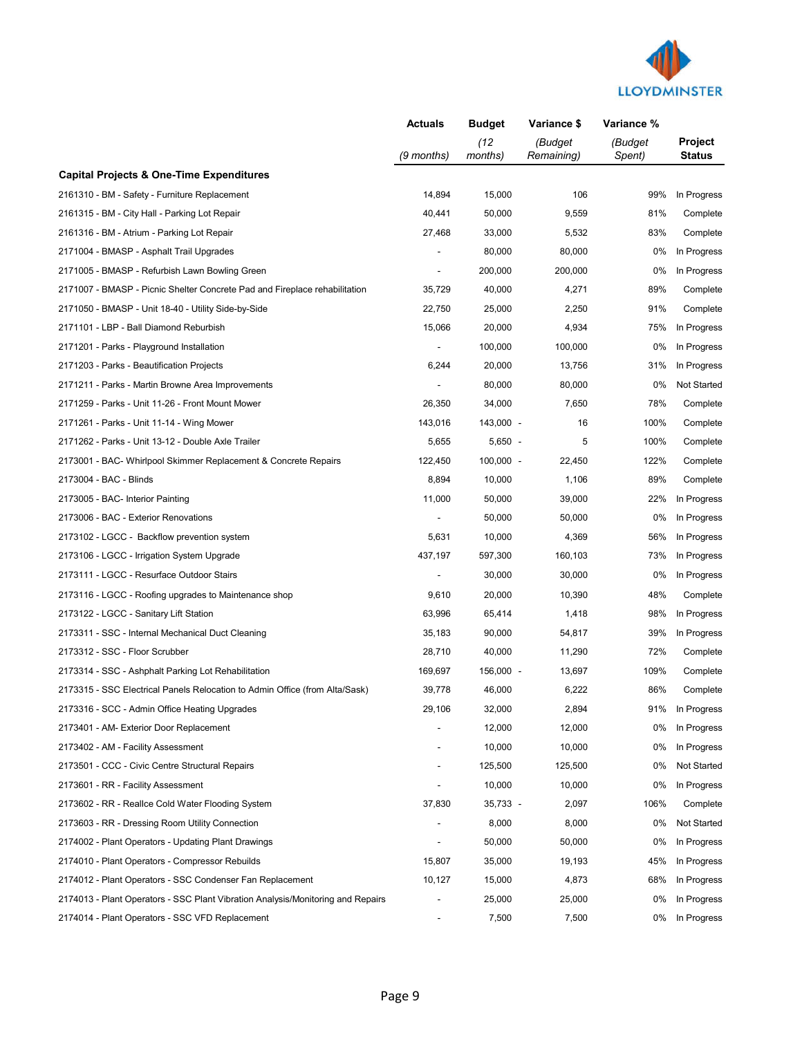| | Actuals | Budget | Variance $ | Variance % | |
|---|---|---|---|---|---|
| | *(9 months)* | *(12 months)* | *(Budget Remaining)* | *(Budget Spent)* | **Project Status** |
| **Capital Projects & One-Time Expenditures** | | | | | |
| 2161310 - BM - Safety - Furniture Replacement | 14,894 | 15,000 | 106 | 99% | In Progress |
| 2161315 - BM - City Hall - Parking Lot Repair | 40,441 | 50,000 | 9,559 | 81% | Complete |
| 2161316 - BM - Atrium - Parking Lot Repair | 27,468 | 33,000 | 5,532 | 83% | Complete |
| 2171004 - BMASP - Asphalt Trail Upgrades | - | 80,000 | 80,000 | 0% | In Progress |
| 2171005 - BMASP - Refurbish Lawn Bowling Green | - | 200,000 | 200,000 | 0% | In Progress |
| 2171007 - BMASP - Picnic Shelter Concrete Pad and Fireplace rehabilitation | 35,729 | 40,000 | 4,271 | 89% | Complete |
| 2171050 - BMASP - Unit 18-40 - Utility Side-by-Side | 22,750 | 25,000 | 2,250 | 91% | Complete |
| 2171101 - LBP - Ball Diamond Reburbish | 15,066 | 20,000 | 4,934 | 75% | In Progress |
| 2171201 - Parks - Playground Installation | - | 100,000 | 100,000 | 0% | In Progress |
| 2171203 - Parks - Beautification Projects | 6,244 | 20,000 | 13,756 | 31% | In Progress |
| 2171211 - Parks - Martin Browne Area Improvements | - | 80,000 | 80,000 | 0% | Not Started |
| 2171259 - Parks - Unit 11-26 - Front Mount Mower | 26,350 | 34,000 | 7,650 | 78% | Complete |
| 2171261 - Parks - Unit 11-14 - Wing Mower | 143,016 | 143,000 | - 16 | 100% | Complete |
| 2171262 - Parks - Unit 13-12 - Double Axle Trailer | 5,655 | 5,650 | - 5 | 100% | Complete |
| 2173001 - BAC- Whirlpool Skimmer Replacement & Concrete Repairs | 122,450 | 100,000 | - 22,450 | 122% | Complete |
| 2173004 - BAC - Blinds | 8,894 | 10,000 | 1,106 | 89% | Complete |
| 2173005 - BAC- Interior Painting | 11,000 | 50,000 | 39,000 | 22% | In Progress |
| 2173006 - BAC - Exterior Renovations | - | 50,000 | 50,000 | 0% | In Progress |
| 2173102 - LGCC - Backflow prevention system | 5,631 | 10,000 | 4,369 | 56% | In Progress |
| 2173106 - LGCC - Irrigation System Upgrade | 437,197 | 597,300 | 160,103 | 73% | In Progress |
| 2173111 - LGCC - Resurface Outdoor Stairs | - | 30,000 | 30,000 | 0% | In Progress |
| 2173116 - LGCC - Roofing upgrades to Maintenance shop | 9,610 | 20,000 | 10,390 | 48% | Complete |
| 2173122 - LGCC - Sanitary Lift Station | 63,996 | 65,414 | 1,418 | 98% | In Progress |
| 2173311 - SSC - Internal Mechanical Duct Cleaning | 35,183 | 90,000 | 54,817 | 39% | In Progress |
| 2173312 - SSC - Floor Scrubber | 28,710 | 40,000 | 11,290 | 72% | Complete |
| 2173314 - SSC - Ashphalt Parking Lot Rehabilitation | 169,697 | 156,000 | - 13,697 | 109% | Complete |
| 2173315 - SSC Electrical Panels Relocation to Admin Office (from Alta/Sask) | 39,778 | 46,000 | 6,222 | 86% | Complete |
| 2173316 - SCC - Admin Office Heating Upgrades | 29,106 | 32,000 | 2,894 | 91% | In Progress |
| 2173401 - AM- Exterior Door Replacement | - | 12,000 | 12,000 | 0% | In Progress |
| 2173402 - AM - Facility Assessment | - | 10,000 | 10,000 | 0% | In Progress |
| 2173501 - CCC - Civic Centre Structural Repairs | - | 125,500 | 125,500 | 0% | Not Started |
| 2173601 - RR - Facility Assessment | - | 10,000 | 10,000 | 0% | In Progress |
| 2173602 - RR - Reallce Cold Water Flooding System | 37,830 | 35,733 | - 2,097 | 106% | Complete |
| 2173603 - RR - Dressing Room Utility Connection | - | 8,000 | 8,000 | 0% | Not Started |
| 2174002 - Plant Operators - Updating Plant Drawings | - | 50,000 | 50,000 | 0% | In Progress |
| 2174010 - Plant Operators - Compressor Rebuilds | 15,807 | 35,000 | 19,193 | 45% | In Progress |
| 2174012 - Plant Operators - SSC Condenser Fan Replacement | 10,127 | 15,000 | 4,873 | 68% | In Progress |
| 2174013 - Plant Operators - SSC Plant Vibration Analysis/Monitoring and Repairs | - | 25,000 | 25,000 | 0% | In Progress |
| 2174014 - Plant Operators - SSC VFD Replacement | - | 7,500 | 7,500 | 0% | In Progress |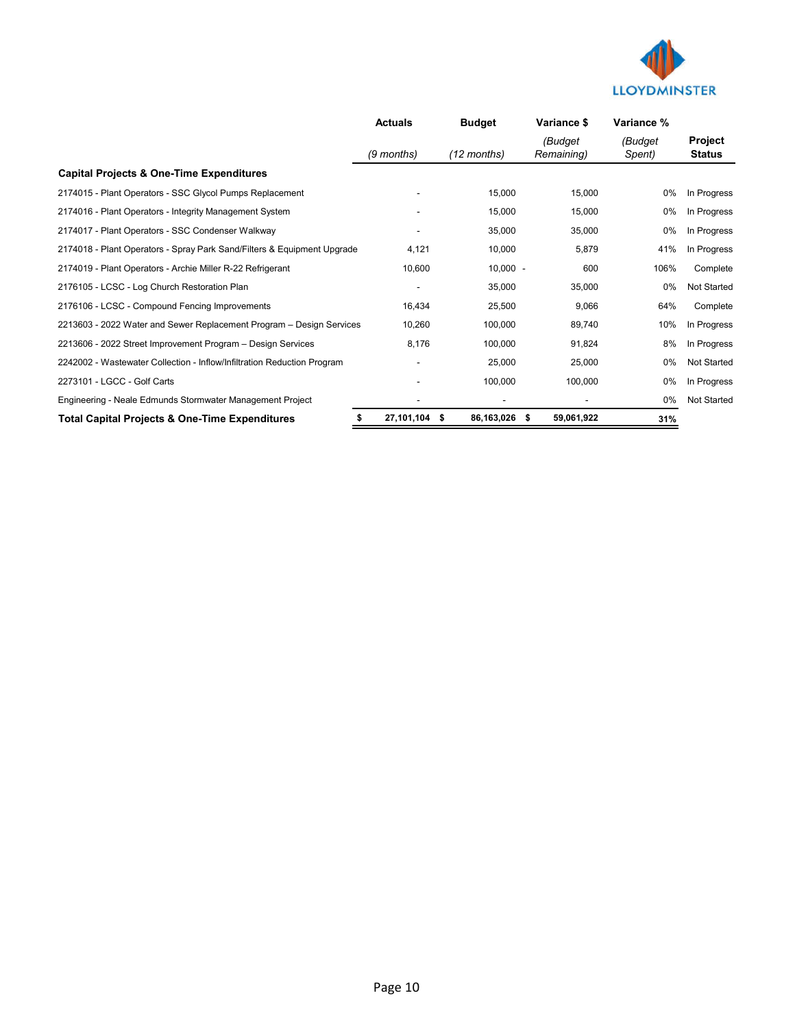| | Actuals | Budget | Variance $ | Variance % | |
|---|---|---|---|---|---|
| | *(9 months)* | *(12 months)* | *(Budget Remaining)* | *(Budget Spent)* | **Project Status** |
| **Capital Projects & One-Time Expenditures** | | | | | |
| 2174015 - Plant Operators - SSC Glycol Pumps Replacement | - | 15,000 | 15,000 | 0% | In Progress |
| 2174016 - Plant Operators - Integrity Management System | - | 15,000 | 15,000 | 0% | In Progress |
| 2174017 - Plant Operators - SSC Condenser Walkway | - | 35,000 | 35,000 | 0% | In Progress |
| 2174018 - Plant Operators - Spray Park Sand/Filters & Equipment Upgrade | 4,121 | 10,000 | 5,879 | 41% | In Progress |
| 2174019 - Plant Operators - Archie Miller R-22 Refrigerant | 10,600 | 10,000 | - 600 | 106% | Complete |
| 2176105 - LCSC - Log Church Restoration Plan | - | 35,000 | 35,000 | 0% | Not Started |
| 2176106 - LCSC - Compound Fencing Improvements | 16,434 | 25,500 | 9,066 | 64% | Complete |
| 2213603 - 2022 Water and Sewer Replacement Program – Design Services | 10,260 | 100,000 | 89,740 | 10% | In Progress |
| 2213606 - 2022 Street Improvement Program – Design Services | 8,176 | 100,000 | 91,824 | 8% | In Progress |
| 2242002 - Wastewater Collection - Inflow/Infiltration Reduction Program | - | 25,000 | 25,000 | 0% | Not Started |
| 2273101 - LGCC - Golf Carts | - | 100,000 | 100,000 | 0% | In Progress |
| Engineering - Neale Edmunds Stormwater Management Project | - | - | - | 0% | Not Started |
| **Total Capital Projects & One-Time Expenditures** | **$ 27,101,104** | **$ 86,163,026** | **$ 59,061,922** | **31%** | |